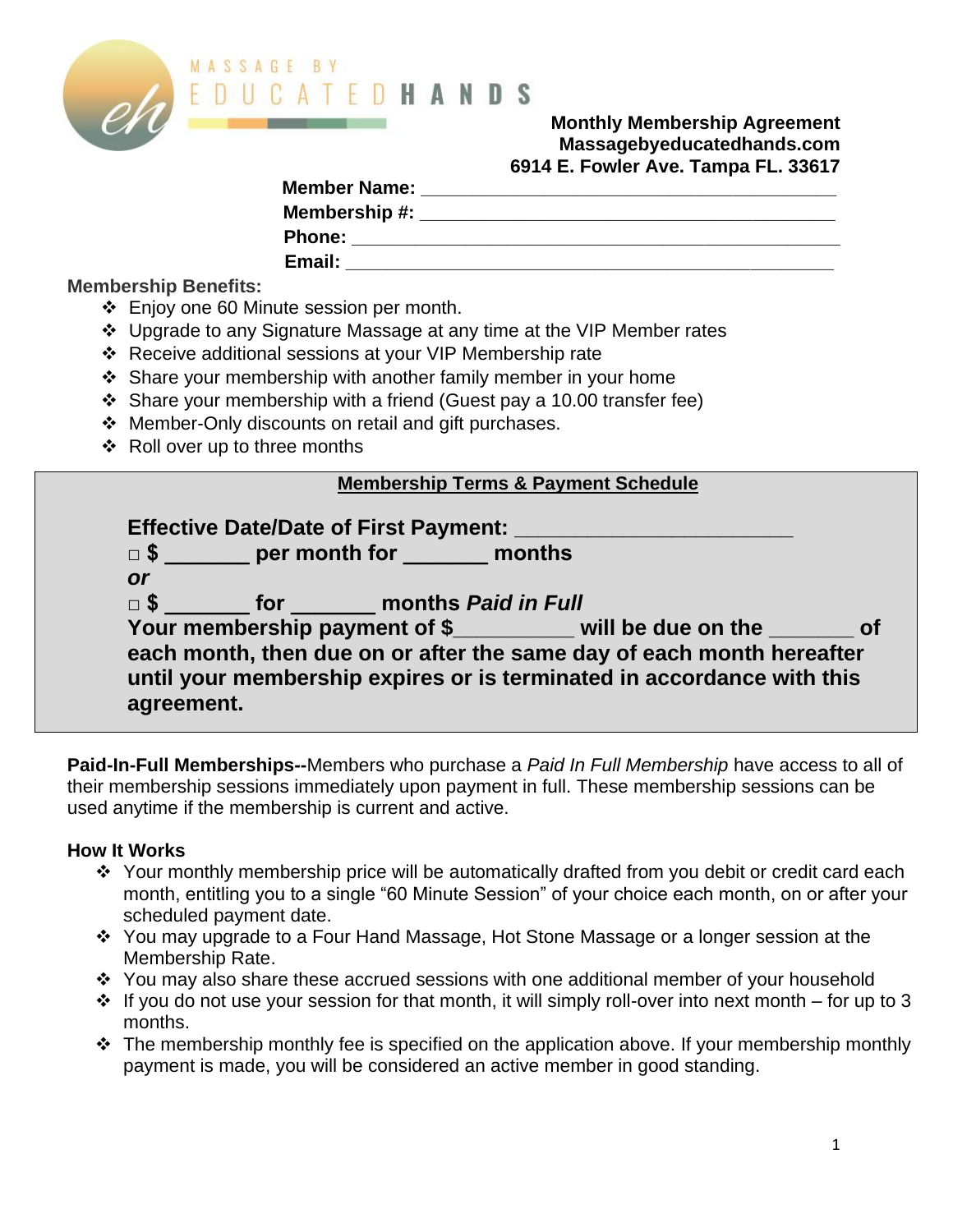MASSAGE BY EDUCATED**HANDS**

**Monthly Membership Agreement**
**Massagebyeducatedhands.com**
**6914 E. Fowler Ave. Tampa FL. 33617**

**Member Name:** ____________________________________________
**Membership #:** ____________________________________________
**Phone:** ____________________________________________________
**Email:** ____________________________________________________

**Membership Benefits:**

- Enjoy one 60 Minute session per month.
- Upgrade to any Signature Massage at any time at the VIP Member rates
- Receive additional sessions at your VIP Membership rate
- Share your membership with another family member in your home
- Share your membership with a friend (Guest pay a 10.00 transfer fee)
- Member-Only discounts on retail and gift purchases.
- Roll over up to three months

**Membership Terms & Payment Schedule**

**Effective Date/Date of First Payment:** ________________________

□ **$ _______ per month for _______ months**

***or***

□ **$ _______ for _______ months *Paid in Full***

**Your membership payment of $__________ will be due on the _______ of each month, then due on or after the same day of each month hereafter until your membership expires or is terminated in accordance with this agreement.**

**Paid-In-Full Memberships--**Members who purchase a *Paid In Full Membership* have access to all of their membership sessions immediately upon payment in full. These membership sessions can be used anytime if the membership is current and active.

**How It Works**

- Your monthly membership price will be automatically drafted from you debit or credit card each month, entitling you to a single "60 Minute Session" of your choice each month, on or after your scheduled payment date.
- You may upgrade to a Four Hand Massage, Hot Stone Massage or a longer session at the Membership Rate.
- You may also share these accrued sessions with one additional member of your household
- If you do not use your session for that month, it will simply roll-over into next month – for up to 3 months.
- The membership monthly fee is specified on the application above. If your membership monthly payment is made, you will be considered an active member in good standing.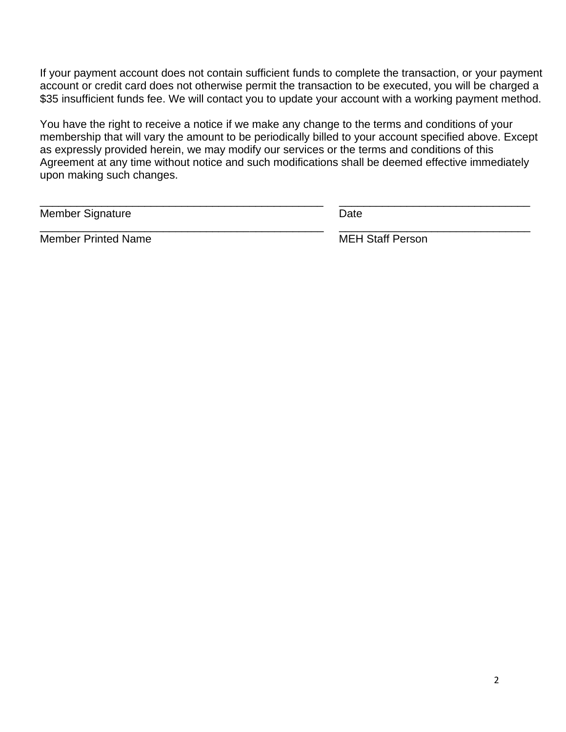If your payment account does not contain sufficient funds to complete the transaction, or your payment account or credit card does not otherwise permit the transaction to be executed, you will be charged a $35 insufficient funds fee. We will contact you to update your account with a working payment method.

You have the right to receive a notice if we make any change to the terms and conditions of your membership that will vary the amount to be periodically billed to your account specified above. Except as expressly provided herein, we may modify our services or the terms and conditions of this Agreement at any time without notice and such modifications shall be deemed effective immediately upon making such changes.

| | |
|---|---|
| ________________________________________________ | ________________________________ |
| Member Signature | Date |
| ________________________________________________ | ________________________________ |
| Member Printed Name | MEH Staff Person |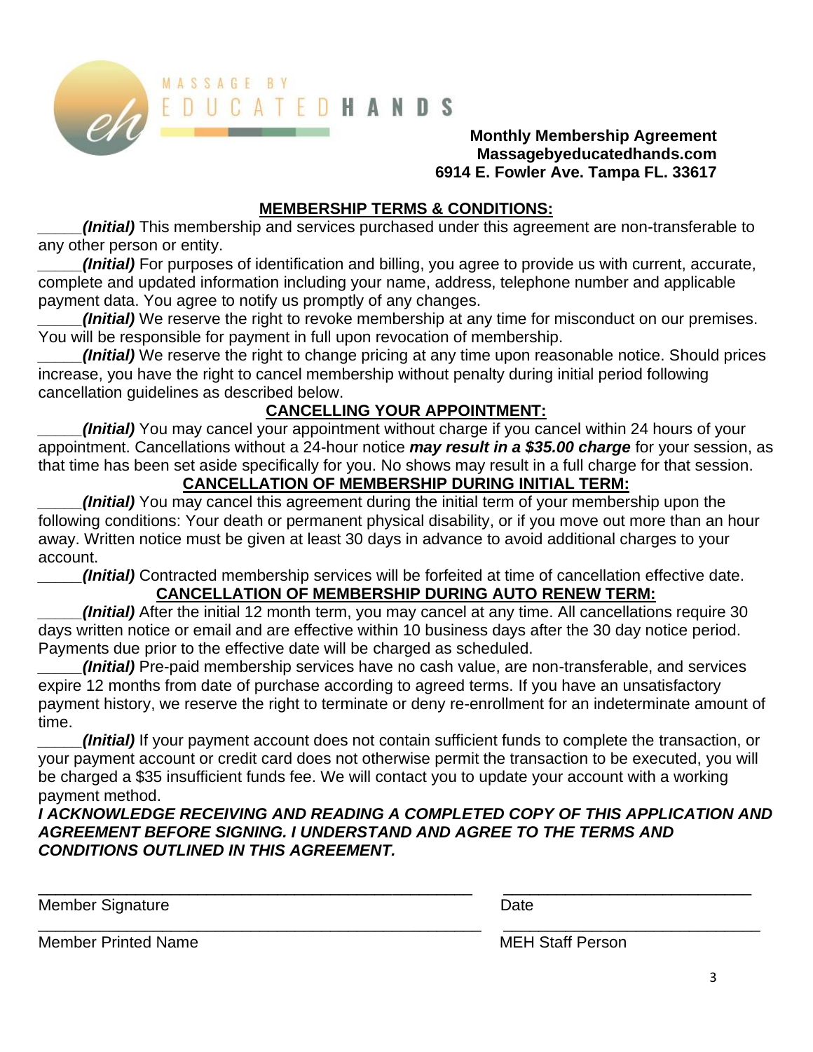MASSAGE BY
EDUCATED **HANDS**

**Monthly Membership Agreement**
**Massagebyeducatedhands.com**
**6914 E. Fowler Ave. Tampa FL. 33617**

## MEMBERSHIP TERMS & CONDITIONS:

_____***(Initial)*** This membership and services purchased under this agreement are non-transferable to any other person or entity.

_____***(Initial)*** For purposes of identification and billing, you agree to provide us with current, accurate, complete and updated information including your name, address, telephone number and applicable payment data. You agree to notify us promptly of any changes.

_____***(Initial)*** We reserve the right to revoke membership at any time for misconduct on our premises. You will be responsible for payment in full upon revocation of membership.

_____***(Initial)*** We reserve the right to change pricing at any time upon reasonable notice. Should prices increase, you have the right to cancel membership without penalty during initial period following cancellation guidelines as described below.

## CANCELLING YOUR APPOINTMENT:

_____***(Initial)*** You may cancel your appointment without charge if you cancel within 24 hours of your appointment. Cancellations without a 24-hour notice ***may result in a $35.00 charge*** for your session, as that time has been set aside specifically for you. No shows may result in a full charge for that session.

## CANCELLATION OF MEMBERSHIP DURING INITIAL TERM:

_____***(Initial)*** You may cancel this agreement during the initial term of your membership upon the following conditions: Your death or permanent physical disability, or if you move out more than an hour away. Written notice must be given at least 30 days in advance to avoid additional charges to your account.

_____***(Initial)*** Contracted membership services will be forfeited at time of cancellation effective date.

## CANCELLATION OF MEMBERSHIP DURING AUTO RENEW TERM:

_____***(Initial)*** After the initial 12 month term, you may cancel at any time. All cancellations require 30 days written notice or email and are effective within 10 business days after the 30 day notice period. Payments due prior to the effective date will be charged as scheduled.

_____***(Initial)*** Pre-paid membership services have no cash value, are non-transferable, and services expire 12 months from date of purchase according to agreed terms. If you have an unsatisfactory payment history, we reserve the right to terminate or deny re-enrollment for an indeterminate amount of time.

_____***(Initial)*** If your payment account does not contain sufficient funds to complete the transaction, or your payment account or credit card does not otherwise permit the transaction to be executed, you will be charged a $35 insufficient funds fee. We will contact you to update your account with a working payment method.

***I ACKNOWLEDGE RECEIVING AND READING A COMPLETED COPY OF THIS APPLICATION AND AGREEMENT BEFORE SIGNING. I UNDERSTAND AND AGREE TO THE TERMS AND CONDITIONS OUTLINED IN THIS AGREEMENT.***

_____________________________________________ ____________________________
Member Signature Date

_____________________________________________ ____________________________
Member Printed Name MEH Staff Person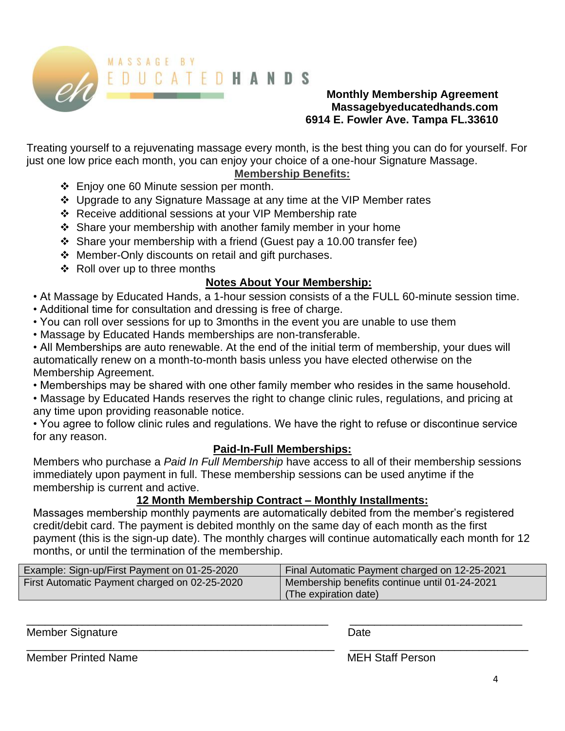MASSAGE BY EDUCATED HANDS

**Monthly Membership Agreement**
**Massagebyeducatedhands.com**
**6914 E. Fowler Ave. Tampa FL.33610**

Treating yourself to a rejuvenating massage every month, is the best thing you can do for yourself. For just one low price each month, you can enjoy your choice of a one-hour Signature Massage.

## Membership Benefits:

- Enjoy one 60 Minute session per month.
- Upgrade to any Signature Massage at any time at the VIP Member rates
- Receive additional sessions at your VIP Membership rate
- Share your membership with another family member in your home
- Share your membership with a friend (Guest pay a 10.00 transfer fee)
- Member-Only discounts on retail and gift purchases.
- Roll over up to three months

## Notes About Your Membership:

- At Massage by Educated Hands, a 1-hour session consists of a the FULL 60-minute session time.
- Additional time for consultation and dressing is free of charge.
- You can roll over sessions for up to 3months in the event you are unable to use them
- Massage by Educated Hands memberships are non-transferable.
- All Memberships are auto renewable. At the end of the initial term of membership, your dues will automatically renew on a month-to-month basis unless you have elected otherwise on the Membership Agreement.
- Memberships may be shared with one other family member who resides in the same household.
- Massage by Educated Hands reserves the right to change clinic rules, regulations, and pricing at any time upon providing reasonable notice.
- You agree to follow clinic rules and regulations. We have the right to refuse or discontinue service for any reason.

## Paid-In-Full Memberships:

Members who purchase a *Paid In Full Membership* have access to all of their membership sessions immediately upon payment in full. These membership sessions can be used anytime if the membership is current and active.

## 12 Month Membership Contract – Monthly Installments:

Massages membership monthly payments are automatically debited from the member's registered credit/debit card. The payment is debited monthly on the same day of each month as the first payment (this is the sign-up date). The monthly charges will continue automatically each month for 12 months, or until the termination of the membership.

| Example: Sign-up/First Payment on 01-25-2020 | Final Automatic Payment charged on 12-25-2021 |
|---|---|
| First Automatic Payment charged on 02-25-2020 | Membership benefits continue until 01-24-2021 (The expiration date) |

______________________________ ______________________________
Member Signature Date

______________________________ ______________________________
Member Printed Name MEH Staff Person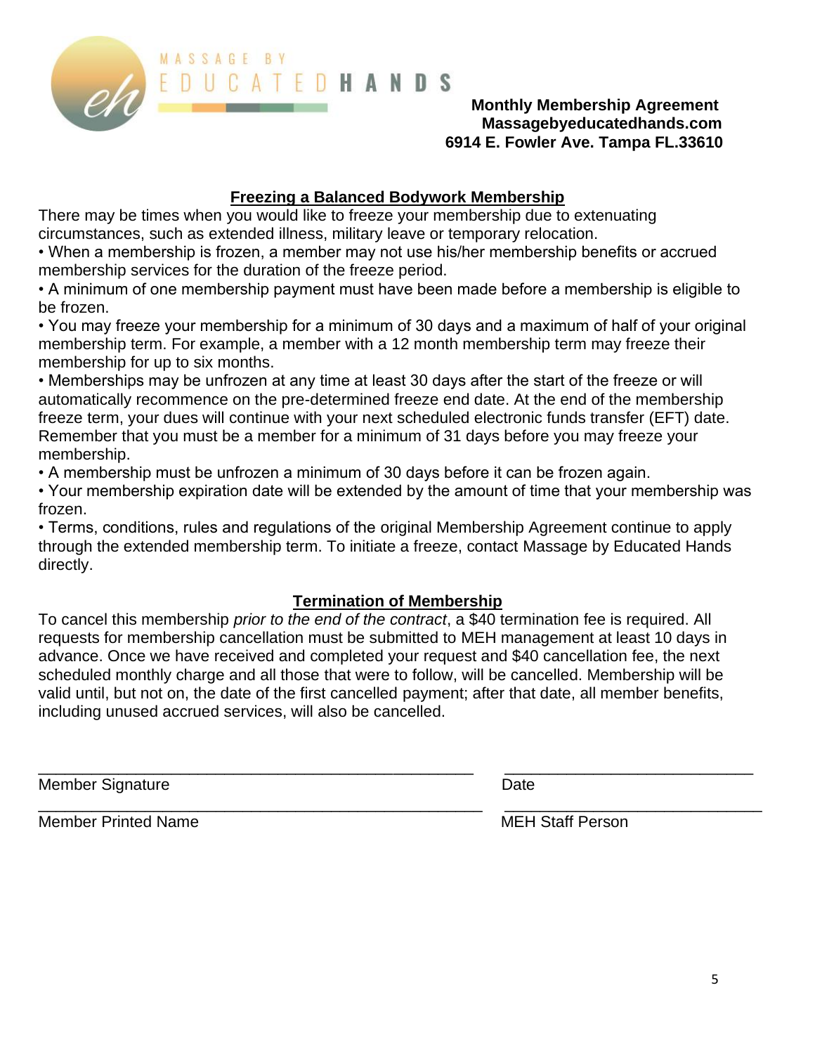**Monthly Membership Agreement**
**Massagebyeducatedhands.com**
**6914 E. Fowler Ave. Tampa FL.33610**

## Freezing a Balanced Bodywork Membership

There may be times when you would like to freeze your membership due to extenuating circumstances, such as extended illness, military leave or temporary relocation.

- When a membership is frozen, a member may not use his/her membership benefits or accrued membership services for the duration of the freeze period.
- A minimum of one membership payment must have been made before a membership is eligible to be frozen.
- You may freeze your membership for a minimum of 30 days and a maximum of half of your original membership term. For example, a member with a 12 month membership term may freeze their membership for up to six months.
- Memberships may be unfrozen at any time at least 30 days after the start of the freeze or will automatically recommence on the pre-determined freeze end date. At the end of the membership freeze term, your dues will continue with your next scheduled electronic funds transfer (EFT) date. Remember that you must be a member for a minimum of 31 days before you may freeze your membership.
- A membership must be unfrozen a minimum of 30 days before it can be frozen again.
- Your membership expiration date will be extended by the amount of time that your membership was frozen.
- Terms, conditions, rules and regulations of the original Membership Agreement continue to apply through the extended membership term. To initiate a freeze, contact Massage by Educated Hands directly.

## Termination of Membership

To cancel this membership *prior to the end of the contract*, a $40 termination fee is required. All requests for membership cancellation must be submitted to MEH management at least 10 days in advance. Once we have received and completed your request and $40 cancellation fee, the next scheduled monthly charge and all those that were to follow, will be cancelled. Membership will be valid until, but not on, the date of the first cancelled payment; after that date, all member benefits, including unused accrued services, will also be cancelled.

_____________________________________________ _________________________
Member Signature Date

_____________________________________________ _________________________
Member Printed Name MEH Staff Person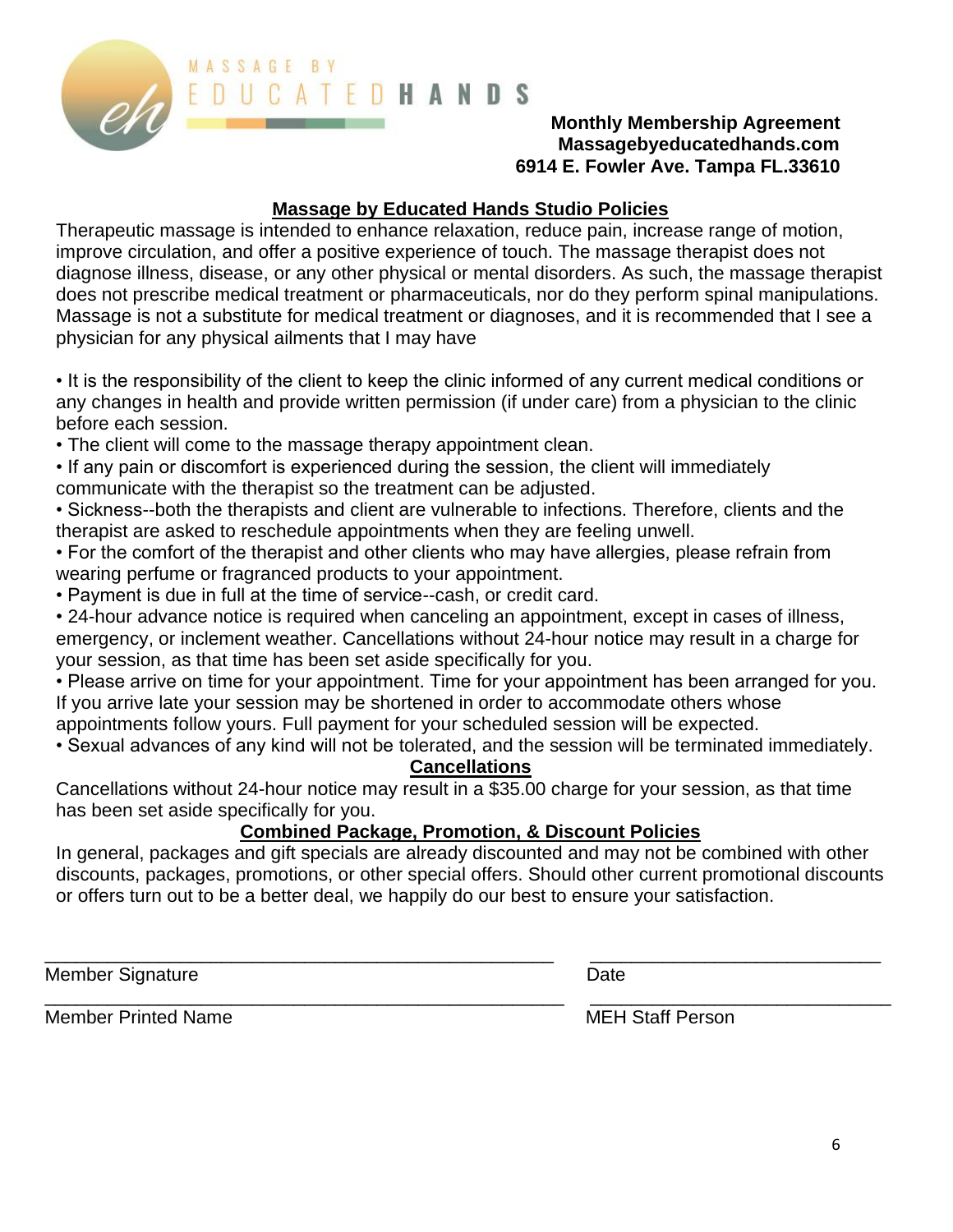MASSAGE BY
EDUCATED**HANDS**

**Monthly Membership Agreement**
**Massagebyeducatedhands.com**
**6914 E. Fowler Ave. Tampa FL.33610**

## Massage by Educated Hands Studio Policies

Therapeutic massage is intended to enhance relaxation, reduce pain, increase range of motion, improve circulation, and offer a positive experience of touch. The massage therapist does not diagnose illness, disease, or any other physical or mental disorders. As such, the massage therapist does not prescribe medical treatment or pharmaceuticals, nor do they perform spinal manipulations. Massage is not a substitute for medical treatment or diagnoses, and it is recommended that I see a physician for any physical ailments that I may have

- It is the responsibility of the client to keep the clinic informed of any current medical conditions or any changes in health and provide written permission (if under care) from a physician to the clinic before each session.
- The client will come to the massage therapy appointment clean.
- If any pain or discomfort is experienced during the session, the client will immediately communicate with the therapist so the treatment can be adjusted.
- Sickness--both the therapists and client are vulnerable to infections. Therefore, clients and the therapist are asked to reschedule appointments when they are feeling unwell.
- For the comfort of the therapist and other clients who may have allergies, please refrain from wearing perfume or fragranced products to your appointment.
- Payment is due in full at the time of service--cash, or credit card.
- 24-hour advance notice is required when canceling an appointment, except in cases of illness, emergency, or inclement weather. Cancellations without 24-hour notice may result in a charge for your session, as that time has been set aside specifically for you.
- Please arrive on time for your appointment. Time for your appointment has been arranged for you. If you arrive late your session may be shortened in order to accommodate others whose appointments follow yours. Full payment for your scheduled session will be expected.
- Sexual advances of any kind will not be tolerated, and the session will be terminated immediately.

## Cancellations

Cancellations without 24-hour notice may result in a $35.00 charge for your session, as that time has been set aside specifically for you.

## Combined Package, Promotion, & Discount Policies

In general, packages and gift specials are already discounted and may not be combined with other discounts, packages, promotions, or other special offers. Should other current promotional discounts or offers turn out to be a better deal, we happily do our best to ensure your satisfaction.

\_\_\_\_\_\_\_\_\_\_\_\_\_\_\_\_\_\_\_\_\_\_\_\_\_\_\_\_\_\_\_\_\_\_\_\_\_\_\_\_ \_\_\_\_\_\_\_\_\_\_\_\_\_\_\_\_\_\_\_\_\_\_\_\_

Member Signature Date

\_\_\_\_\_\_\_\_\_\_\_\_\_\_\_\_\_\_\_\_\_\_\_\_\_\_\_\_\_\_\_\_\_\_\_\_\_\_\_\_ \_\_\_\_\_\_\_\_\_\_\_\_\_\_\_\_\_\_\_\_\_\_\_\_

Member Printed Name MEH Staff Person